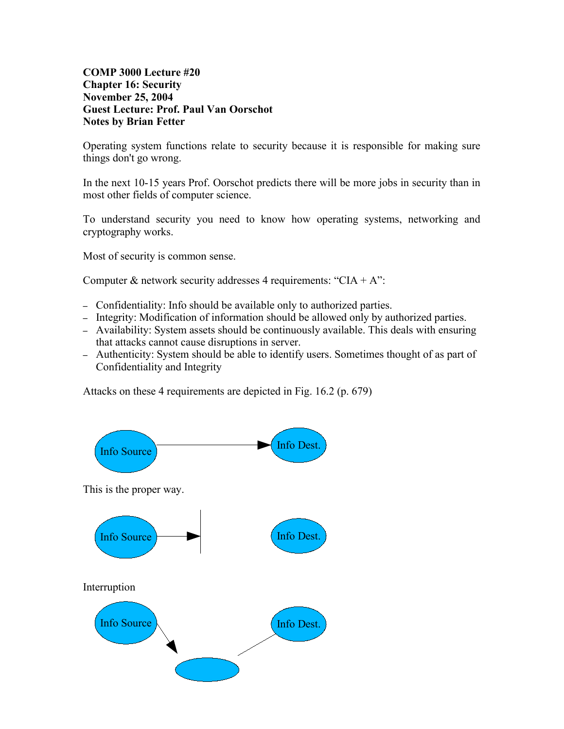**COMP 3000 Lecture #20**
**Chapter 16: Security**
**November 25, 2004**
**Guest Lecture: Prof. Paul Van Oorschot**
**Notes by Brian Fetter**

Operating system functions relate to security because it is responsible for making sure things don't go wrong.

In the next 10-15 years Prof. Oorschot predicts there will be more jobs in security than in most other fields of computer science.

To understand security you need to know how operating systems, networking and cryptography works.

Most of security is common sense.

Computer & network security addresses 4 requirements: "CIA + A":

- Confidentiality: Info should be available only to authorized parties.
- Integrity: Modification of information should be allowed only by authorized parties.
- Availability: System assets should be continuously available. This deals with ensuring that attacks cannot cause disruptions in server.
- Authenticity: System should be able to identify users. Sometimes thought of as part of Confidentiality and Integrity

Attacks on these 4 requirements are depicted in Fig. 16.2 (p. 679)

Info Source → Info Dest.

This is the proper way.

Info Source → | Info Dest.

Interruption

Info Source → ( ) — Info Dest.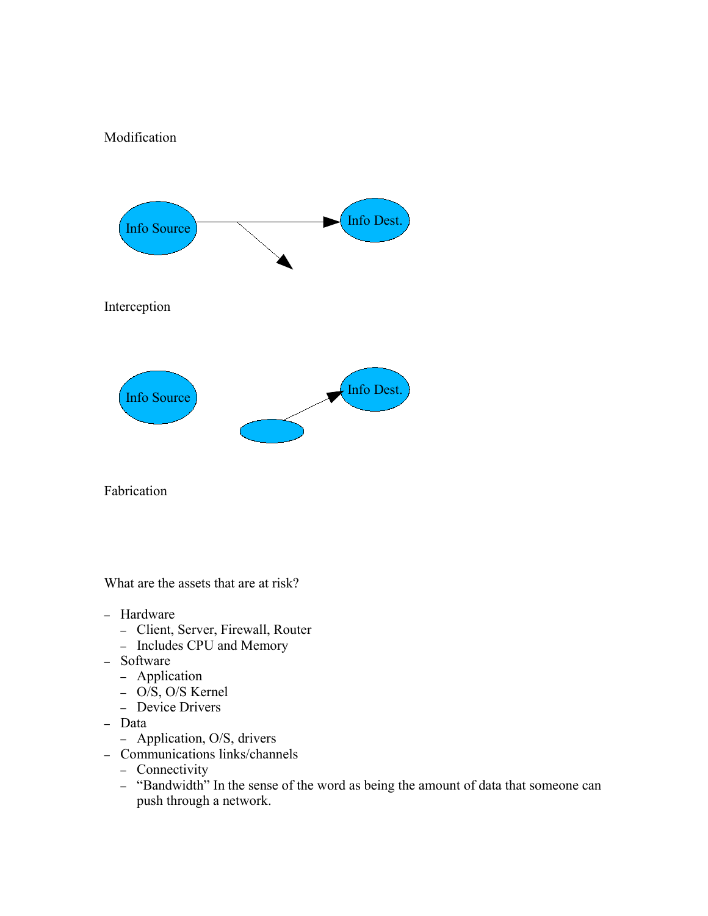Modification

Info Source

Info Dest.

Interception

Info Source

Info Dest.

Fabrication

What are the assets that are at risk?

- Hardware
  - Client, Server, Firewall, Router
  - Includes CPU and Memory
- Software
  - Application
  - O/S, O/S Kernel
  - Device Drivers
- Data
  - Application, O/S, drivers
- Communications links/channels
  - Connectivity
  - "Bandwidth" In the sense of the word as being the amount of data that someone can push through a network.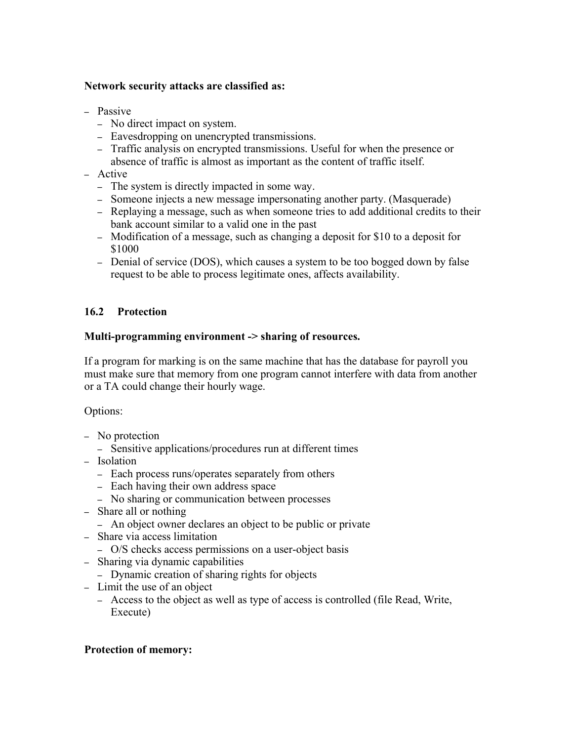**Network security attacks are classified as:**

- Passive
  - No direct impact on system.
  - Eavesdropping on unencrypted transmissions.
  - Traffic analysis on encrypted transmissions. Useful for when the presence or absence of traffic is almost as important as the content of traffic itself.
- Active
  - The system is directly impacted in some way.
  - Someone injects a new message impersonating another party. (Masquerade)
  - Replaying a message, such as when someone tries to add additional credits to their bank account similar to a valid one in the past
  - Modification of a message, such as changing a deposit for $10 to a deposit for $1000
  - Denial of service (DOS), which causes a system to be too bogged down by false request to be able to process legitimate ones, affects availability.

### 16.2 Protection

**Multi-programming environment -> sharing of resources.**

If a program for marking is on the same machine that has the database for payroll you must make sure that memory from one program cannot interfere with data from another or a TA could change their hourly wage.

Options:

- No protection
  - Sensitive applications/procedures run at different times
- Isolation
  - Each process runs/operates separately from others
  - Each having their own address space
  - No sharing or communication between processes
- Share all or nothing
  - An object owner declares an object to be public or private
- Share via access limitation
  - O/S checks access permissions on a user-object basis
- Sharing via dynamic capabilities
  - Dynamic creation of sharing rights for objects
- Limit the use of an object
  - Access to the object as well as type of access is controlled (file Read, Write, Execute)

**Protection of memory:**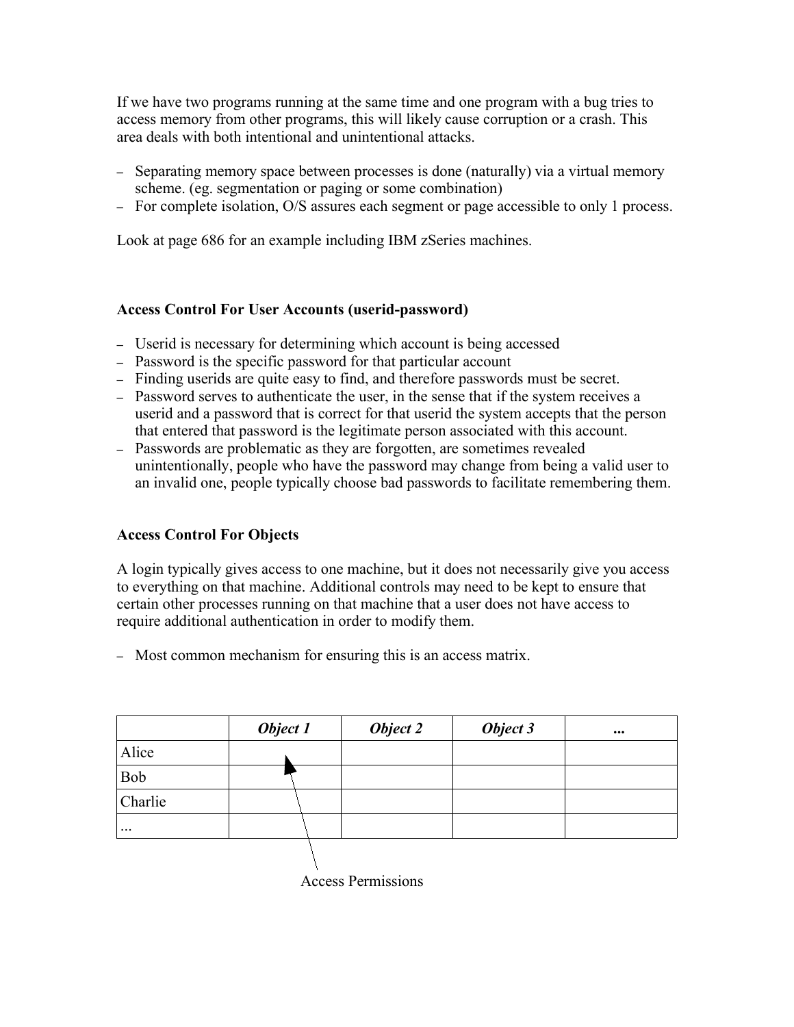If we have two programs running at the same time and one program with a bug tries to access memory from other programs, this will likely cause corruption or a crash. This area deals with both intentional and unintentional attacks.

- Separating memory space between processes is done (naturally) via a virtual memory scheme. (eg. segmentation or paging or some combination)
- For complete isolation, O/S assures each segment or page accessible to only 1 process.

Look at page 686 for an example including IBM zSeries machines.

**Access Control For User Accounts (userid-password)**

- Userid is necessary for determining which account is being accessed
- Password is the specific password for that particular account
- Finding userids are quite easy to find, and therefore passwords must be secret.
- Password serves to authenticate the user, in the sense that if the system receives a userid and a password that is correct for that userid the system accepts that the person that entered that password is the legitimate person associated with this account.
- Passwords are problematic as they are forgotten, are sometimes revealed unintentionally, people who have the password may change from being a valid user to an invalid one, people typically choose bad passwords to facilitate remembering them.

**Access Control For Objects**

A login typically gives access to one machine, but it does not necessarily give you access to everything on that machine. Additional controls may need to be kept to ensure that certain other processes running on that machine that a user does not have access to require additional authentication in order to modify them.

- Most common mechanism for ensuring this is an access matrix.

| | ***Object 1*** | ***Object 2*** | ***Object 3*** | **...** |
|---|---|---|---|---|
| Alice | | | | |
| Bob | | | | |
| Charlie | | | | |
| ... | | | | |

Access Permissions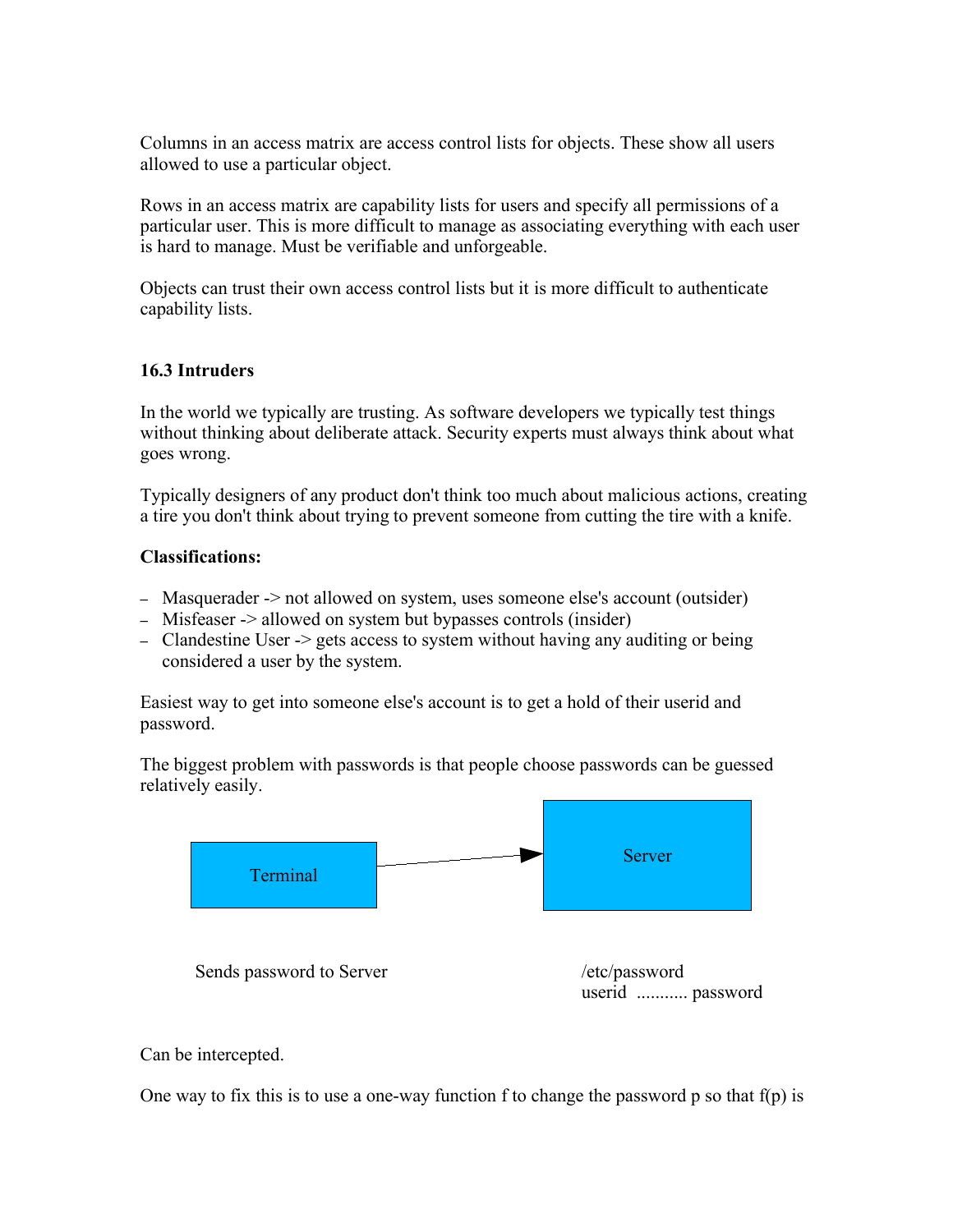Columns in an access matrix are access control lists for objects. These show all users allowed to use a particular object.

Rows in an access matrix are capability lists for users and specify all permissions of a particular user. This is more difficult to manage as associating everything with each user is hard to manage. Must be verifiable and unforgeable.

Objects can trust their own access control lists but it is more difficult to authenticate capability lists.

### 16.3 Intruders

In the world we typically are trusting. As software developers we typically test things without thinking about deliberate attack. Security experts must always think about what goes wrong.

Typically designers of any product don't think too much about malicious actions, creating a tire you don't think about trying to prevent someone from cutting the tire with a knife.

**Classifications:**

- Masquerader -> not allowed on system, uses someone else's account (outsider)
- Misfeaser -> allowed on system but bypasses controls (insider)
- Clandestine User -> gets access to system without having any auditing or being considered a user by the system.

Easiest way to get into someone else's account is to get a hold of their userid and password.

The biggest problem with passwords is that people choose passwords can be guessed relatively easily.

Terminal → Server

Sends password to Server

/etc/password
userid ........... password

Can be intercepted.

One way to fix this is to use a one-way function f to change the password p so that f(p) is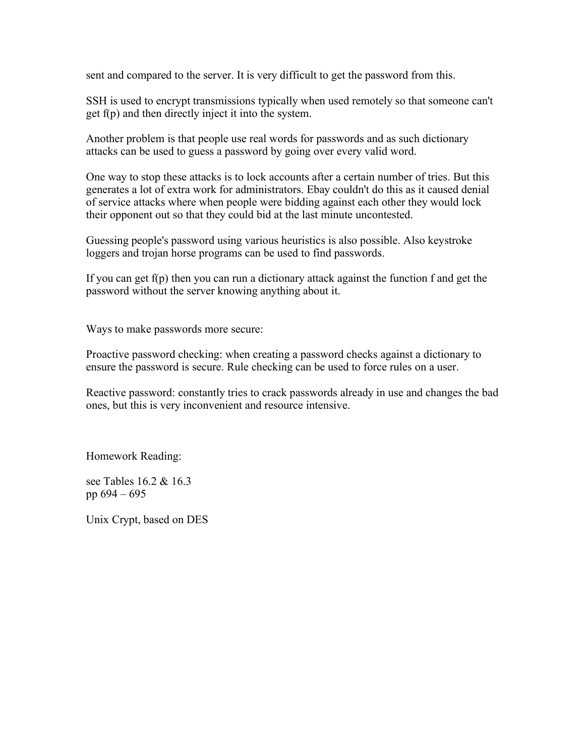sent and compared to the server. It is very difficult to get the password from this.

SSH is used to encrypt transmissions typically when used remotely so that someone can't get $f(p)$ and then directly inject it into the system.

Another problem is that people use real words for passwords and as such dictionary attacks can be used to guess a password by going over every valid word.

One way to stop these attacks is to lock accounts after a certain number of tries. But this generates a lot of extra work for administrators. Ebay couldn't do this as it caused denial of service attacks where when people were bidding against each other they would lock their opponent out so that they could bid at the last minute uncontested.

Guessing people's password using various heuristics is also possible. Also keystroke loggers and trojan horse programs can be used to find passwords.

If you can get $f(p)$ then you can run a dictionary attack against the function $f$ and get the password without the server knowing anything about it.

Ways to make passwords more secure:

Proactive password checking: when creating a password checks against a dictionary to ensure the password is secure. Rule checking can be used to force rules on a user.

Reactive password: constantly tries to crack passwords already in use and changes the bad ones, but this is very inconvenient and resource intensive.

Homework Reading:

see Tables 16.2 & 16.3
pp 694 – 695

Unix Crypt, based on DES